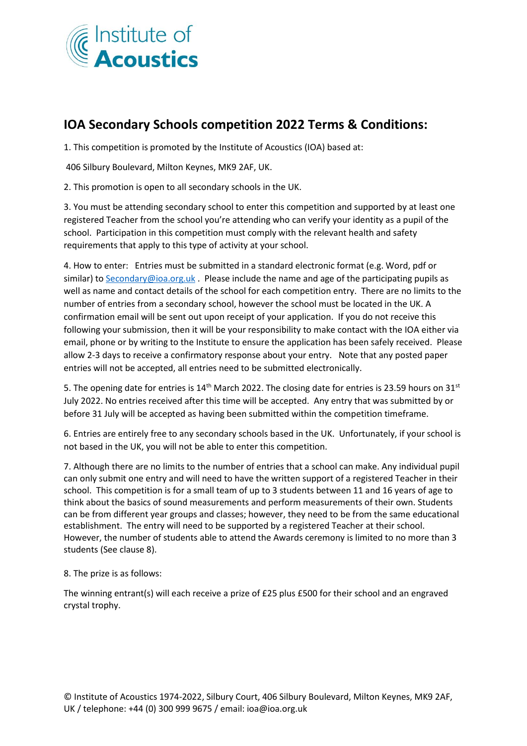Institute of **Acoustics**

## IOA Secondary Schools competition 2022 Terms & Conditions:

1. This competition is promoted by the Institute of Acoustics (IOA) based at:

406 Silbury Boulevard, Milton Keynes, MK9 2AF, UK.

2. This promotion is open to all secondary schools in the UK.

3. You must be attending secondary school to enter this competition and supported by at least one registered Teacher from the school you're attending who can verify your identity as a pupil of the school. Participation in this competition must comply with the relevant health and safety requirements that apply to this type of activity at your school.

4. How to enter: Entries must be submitted in a standard electronic format (e.g. Word, pdf or similar) to Secondary@ioa.org.uk . Please include the name and age of the participating pupils as well as name and contact details of the school for each competition entry. There are no limits to the number of entries from a secondary school, however the school must be located in the UK. A confirmation email will be sent out upon receipt of your application. If you do not receive this following your submission, then it will be your responsibility to make contact with the IOA either via email, phone or by writing to the Institute to ensure the application has been safely received. Please allow 2-3 days to receive a confirmatory response about your entry. Note that any posted paper entries will not be accepted, all entries need to be submitted electronically.

5. The opening date for entries is 14th March 2022. The closing date for entries is 23.59 hours on 31st July 2022. No entries received after this time will be accepted. Any entry that was submitted by or before 31 July will be accepted as having been submitted within the competition timeframe.

6. Entries are entirely free to any secondary schools based in the UK. Unfortunately, if your school is not based in the UK, you will not be able to enter this competition.

7. Although there are no limits to the number of entries that a school can make. Any individual pupil can only submit one entry and will need to have the written support of a registered Teacher in their school. This competition is for a small team of up to 3 students between 11 and 16 years of age to think about the basics of sound measurements and perform measurements of their own. Students can be from different year groups and classes; however, they need to be from the same educational establishment. The entry will need to be supported by a registered Teacher at their school. However, the number of students able to attend the Awards ceremony is limited to no more than 3 students (See clause 8).

8. The prize is as follows:

The winning entrant(s) will each receive a prize of £25 plus £500 for their school and an engraved crystal trophy.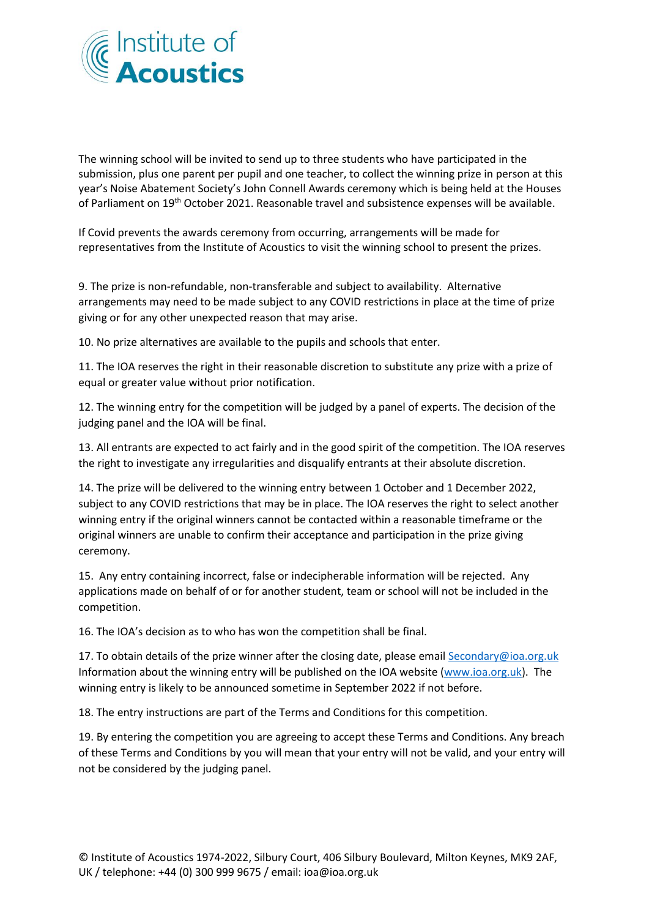The winning school will be invited to send up to three students who have participated in the submission, plus one parent per pupil and one teacher, to collect the winning prize in person at this year's Noise Abatement Society's John Connell Awards ceremony which is being held at the Houses of Parliament on 19th October 2021. Reasonable travel and subsistence expenses will be available.

If Covid prevents the awards ceremony from occurring, arrangements will be made for representatives from the Institute of Acoustics to visit the winning school to present the prizes.

9. The prize is non-refundable, non-transferable and subject to availability. Alternative arrangements may need to be made subject to any COVID restrictions in place at the time of prize giving or for any other unexpected reason that may arise.

10. No prize alternatives are available to the pupils and schools that enter.

11. The IOA reserves the right in their reasonable discretion to substitute any prize with a prize of equal or greater value without prior notification.

12. The winning entry for the competition will be judged by a panel of experts. The decision of the judging panel and the IOA will be final.

13. All entrants are expected to act fairly and in the good spirit of the competition. The IOA reserves the right to investigate any irregularities and disqualify entrants at their absolute discretion.

14. The prize will be delivered to the winning entry between 1 October and 1 December 2022, subject to any COVID restrictions that may be in place. The IOA reserves the right to select another winning entry if the original winners cannot be contacted within a reasonable timeframe or the original winners are unable to confirm their acceptance and participation in the prize giving ceremony.

15. Any entry containing incorrect, false or indecipherable information will be rejected. Any applications made on behalf of or for another student, team or school will not be included in the competition.

16. The IOA's decision as to who has won the competition shall be final.

17. To obtain details of the prize winner after the closing date, please email Secondary@ioa.org.uk Information about the winning entry will be published on the IOA website (www.ioa.org.uk). The winning entry is likely to be announced sometime in September 2022 if not before.

18. The entry instructions are part of the Terms and Conditions for this competition.

19. By entering the competition you are agreeing to accept these Terms and Conditions. Any breach of these Terms and Conditions by you will mean that your entry will not be valid, and your entry will not be considered by the judging panel.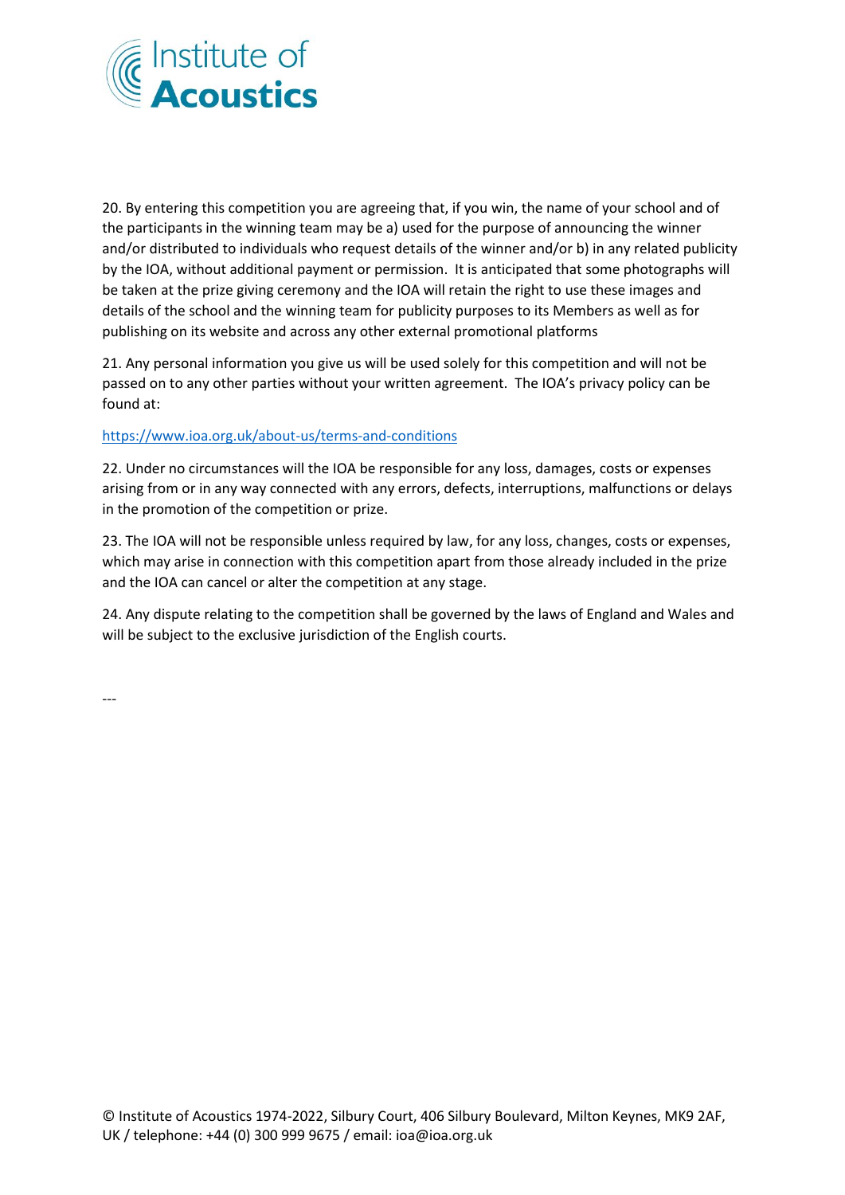20. By entering this competition you are agreeing that, if you win, the name of your school and of the participants in the winning team may be a) used for the purpose of announcing the winner and/or distributed to individuals who request details of the winner and/or b) in any related publicity by the IOA, without additional payment or permission. It is anticipated that some photographs will be taken at the prize giving ceremony and the IOA will retain the right to use these images and details of the school and the winning team for publicity purposes to its Members as well as for publishing on its website and across any other external promotional platforms

21. Any personal information you give us will be used solely for this competition and will not be passed on to any other parties without your written agreement. The IOA's privacy policy can be found at:

https://www.ioa.org.uk/about-us/terms-and-conditions

22. Under no circumstances will the IOA be responsible for any loss, damages, costs or expenses arising from or in any way connected with any errors, defects, interruptions, malfunctions or delays in the promotion of the competition or prize.

23. The IOA will not be responsible unless required by law, for any loss, changes, costs or expenses, which may arise in connection with this competition apart from those already included in the prize and the IOA can cancel or alter the competition at any stage.

24. Any dispute relating to the competition shall be governed by the laws of England and Wales and will be subject to the exclusive jurisdiction of the English courts.

---